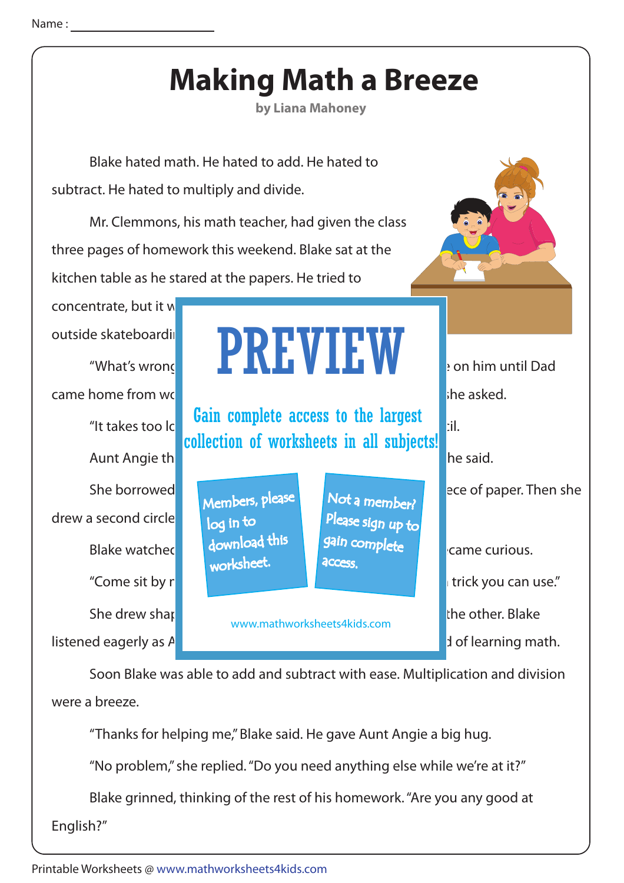Name : ____________________

# Making Math a Breeze

**by Liana Mahoney**

Blake hated math. He hated to add. He hated to subtract. He hated to multiply and divide.

Mr. Clemmons, his math teacher, had given the class three pages of homework this weekend. Blake sat at the kitchen table as he stared at the papers. He tried to concentrate, but it w

outside skateboardi

"What's wrong · on him until Dad came home from wo · he asked.

"It takes too lo · il.

Aunt Angie th · he said.

She borrowed · ece of paper. Then she drew a second circle

Blake watched · came curious.

"Come sit by r · trick you can use."

She drew shap · the other. Blake listened eagerly as A · d of learning math.

PREVIEW

Gain complete access to the largest collection of worksheets in all subjects!

Members, please log in to download this worksheet.

Not a member? Please sign up to gain complete access.

www.mathworksheets4kids.com

Soon Blake was able to add and subtract with ease. Multiplication and division were a breeze.

"Thanks for helping me," Blake said. He gave Aunt Angie a big hug.

"No problem," she replied. "Do you need anything else while we're at it?"

Blake grinned, thinking of the rest of his homework. "Are you any good at English?"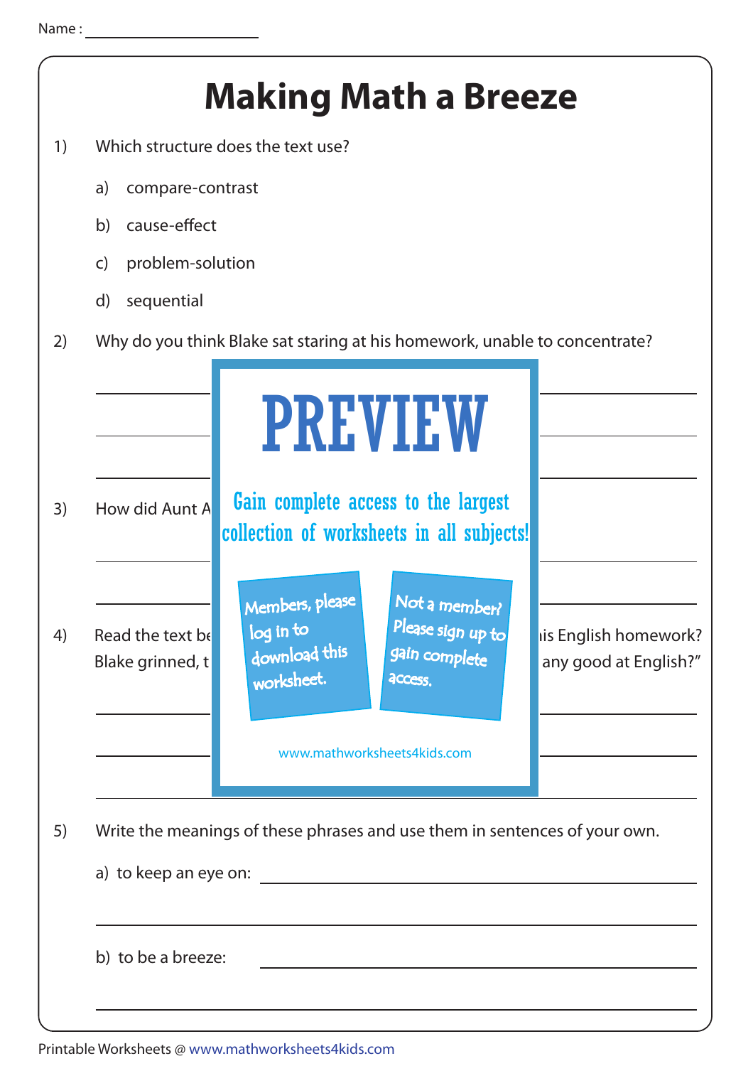Name :

# Making Math a Breeze

1) Which structure does the text use?

   a) compare-contrast

   b) cause-effect

   c) problem-solution

   d) sequential

2) Why do you think Blake sat staring at his homework, unable to concentrate?

3) How did Aunt A

4) Read the text be ... is English homework? Blake grinned, t ... any good at English?"

PREVIEW

Gain complete access to the largest collection of worksheets in all subjects!

Members, please log in to download this worksheet.

Not a member? Please sign up to gain complete access.

www.mathworksheets4kids.com

5) Write the meanings of these phrases and use them in sentences of your own.

   a) to keep an eye on:

   b) to be a breeze: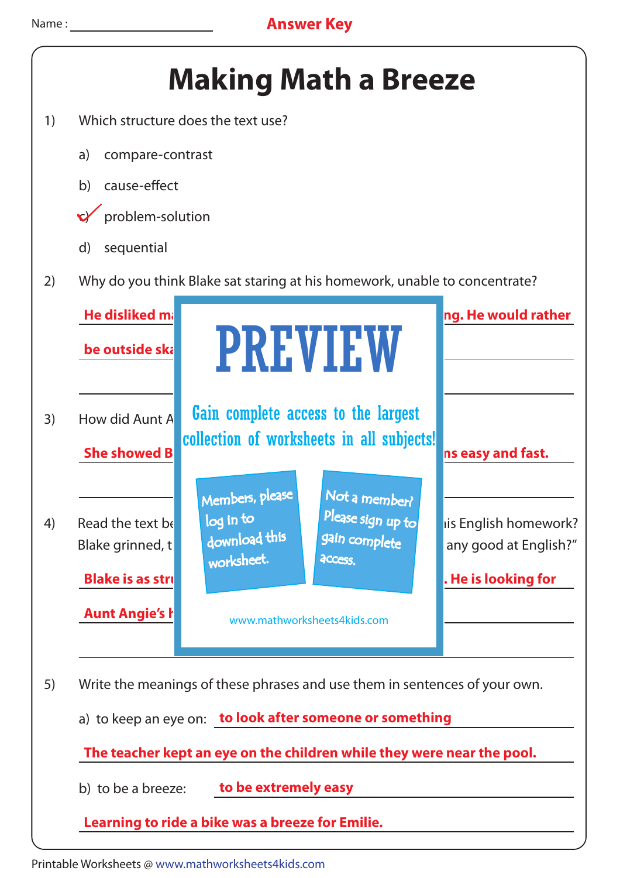Name : ____________ **Answer Key**

# Making Math a Breeze

1) Which structure does the text use?

   a) compare-contrast

   b) cause-effect

   c) ✓ problem-solution

   d) sequential

2) Why do you think Blake sat staring at his homework, unable to concentrate?

   **He disliked ma** ... **ng. He would rather**

   **be outside ska** ...

3) How did Aunt A ...

   **She showed B** ... **ns easy and fast.**

4) Read the text be ... is English homework? Blake grinned, t ... any good at English?"

   **Blake is as stru** ... **. He is looking for**

   **Aunt Angie's h** ...

**PREVIEW**

Gain complete access to the largest collection of worksheets in all subjects!

Members, please log in to download this worksheet.

Not a member? Please sign up to gain complete access.

www.mathworksheets4kids.com

5) Write the meanings of these phrases and use them in sentences of your own.

   a) to keep an eye on: **to look after someone or something**

   **The teacher kept an eye on the children while they were near the pool.**

   b) to be a breeze: **to be extremely easy**

   **Learning to ride a bike was a breeze for Emilie.**

Printable Worksheets @ www.mathworksheets4kids.com